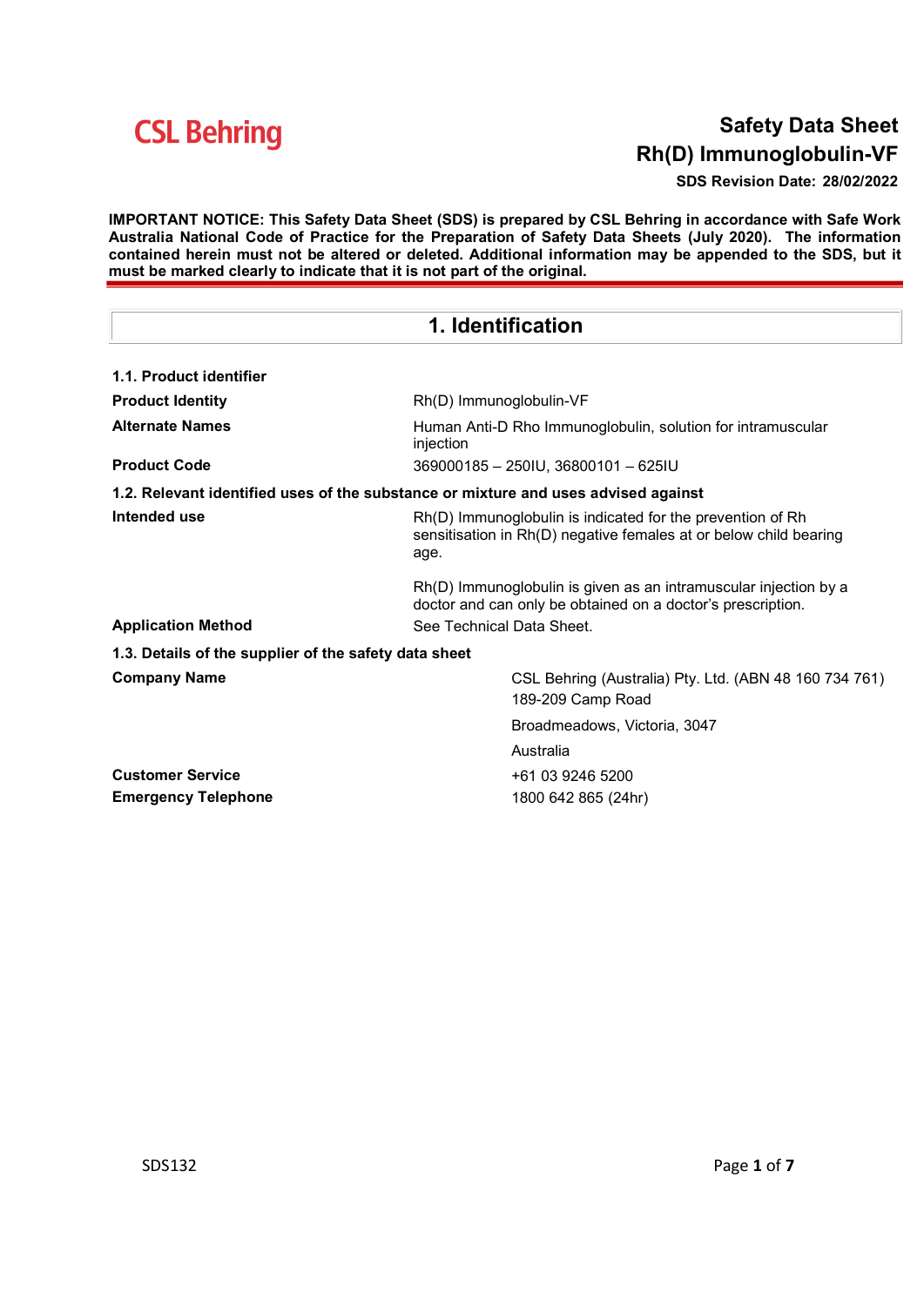CSL Behring

# Safety Data Sheet
# Rh(D) Immunoglobulin-VF

**SDS Revision Date: 28/02/2022**

**IMPORTANT NOTICE: This Safety Data Sheet (SDS) is prepared by CSL Behring in accordance with Safe Work Australia National Code of Practice for the Preparation of Safety Data Sheets (July 2020). The information contained herein must not be altered or deleted. Additional information may be appended to the SDS, but it must be marked clearly to indicate that it is not part of the original.**

## 1. Identification

### 1.1. Product identifier

| | |
|---|---|
| **Product Identity** | Rh(D) Immunoglobulin-VF |
| **Alternate Names** | Human Anti-D Rho Immunoglobulin, solution for intramuscular injection |
| **Product Code** | 369000185 – 250IU, 36800101 – 625IU |

### 1.2. Relevant identified uses of the substance or mixture and uses advised against

| | |
|---|---|
| **Intended use** | Rh(D) Immunoglobulin is indicated for the prevention of Rh sensitisation in Rh(D) negative females at or below child bearing age.<br><br>Rh(D) Immunoglobulin is given as an intramuscular injection by a doctor and can only be obtained on a doctor's prescription. |
| **Application Method** | See Technical Data Sheet. |

### 1.3. Details of the supplier of the safety data sheet

| | |
|---|---|
| **Company Name** | CSL Behring (Australia) Pty. Ltd. (ABN 48 160 734 761)<br>189-209 Camp Road<br>Broadmeadows, Victoria, 3047<br>Australia |
| **Customer Service** | +61 03 9246 5200 |
| **Emergency Telephone** | 1800 642 865 (24hr) |

SDS132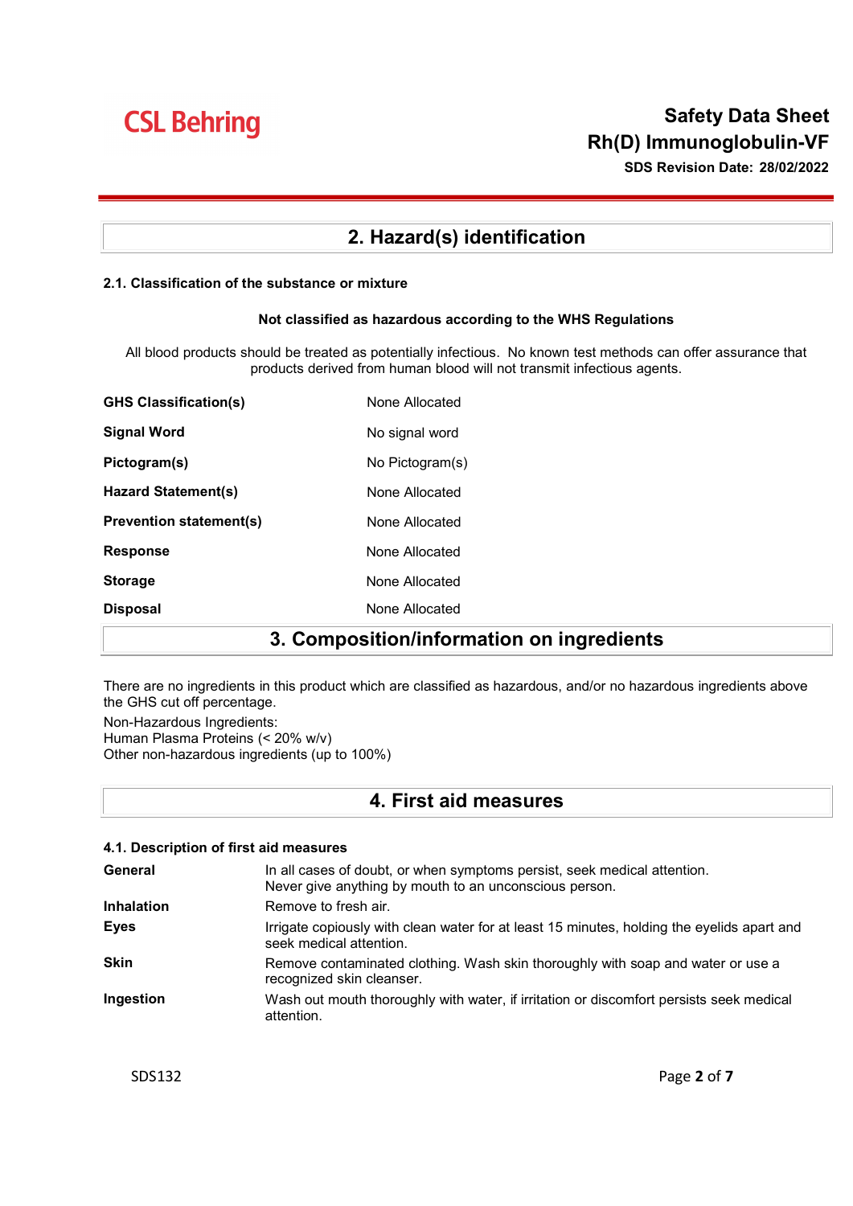## 2. Hazard(s) identification

### 2.1. Classification of the substance or mixture

**Not classified as hazardous according to the WHS Regulations**

All blood products should be treated as potentially infectious. No known test methods can offer assurance that products derived from human blood will not transmit infectious agents.

| | |
|---|---|
| **GHS Classification(s)** | None Allocated |
| **Signal Word** | No signal word |
| **Pictogram(s)** | No Pictogram(s) |
| **Hazard Statement(s)** | None Allocated |
| **Prevention statement(s)** | None Allocated |
| **Response** | None Allocated |
| **Storage** | None Allocated |
| **Disposal** | None Allocated |

## 3. Composition/information on ingredients

There are no ingredients in this product which are classified as hazardous, and/or no hazardous ingredients above the GHS cut off percentage.

Non-Hazardous Ingredients:
Human Plasma Proteins (< 20% w/v)
Other non-hazardous ingredients (up to 100%)

## 4. First aid measures

### 4.1. Description of first aid measures

| | |
|---|---|
| **General** | In all cases of doubt, or when symptoms persist, seek medical attention. Never give anything by mouth to an unconscious person. |
| **Inhalation** | Remove to fresh air. |
| **Eyes** | Irrigate copiously with clean water for at least 15 minutes, holding the eyelids apart and seek medical attention. |
| **Skin** | Remove contaminated clothing. Wash skin thoroughly with soap and water or use a recognized skin cleanser. |
| **Ingestion** | Wash out mouth thoroughly with water, if irritation or discomfort persists seek medical attention. |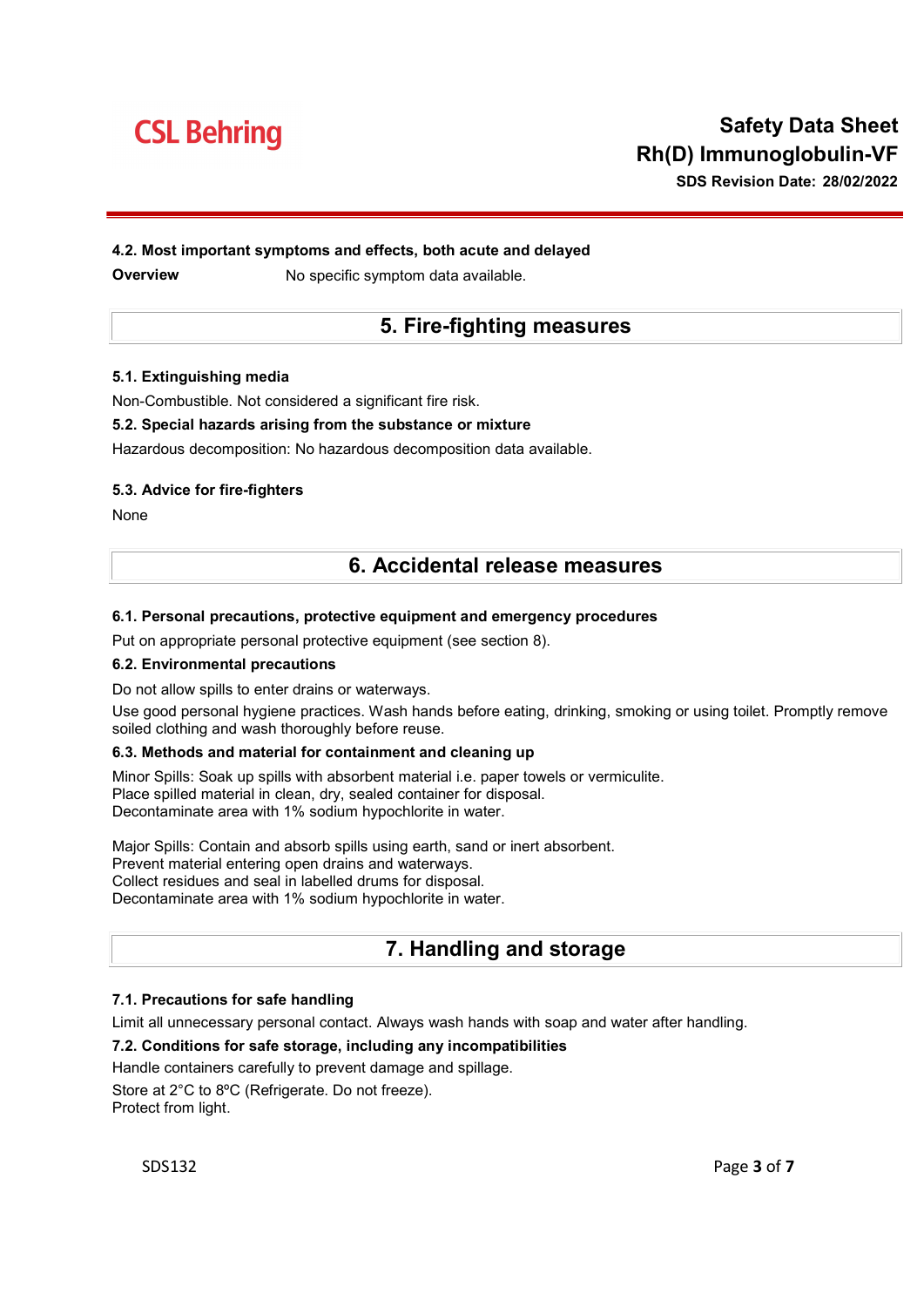### 4.2. Most important symptoms and effects, both acute and delayed

**Overview** No specific symptom data available.

## 5. Fire-fighting measures

### 5.1. Extinguishing media

Non-Combustible. Not considered a significant fire risk.

### 5.2. Special hazards arising from the substance or mixture

Hazardous decomposition: No hazardous decomposition data available.

### 5.3. Advice for fire-fighters

None

## 6. Accidental release measures

### 6.1. Personal precautions, protective equipment and emergency procedures

Put on appropriate personal protective equipment (see section 8).

### 6.2. Environmental precautions

Do not allow spills to enter drains or waterways.

Use good personal hygiene practices. Wash hands before eating, drinking, smoking or using toilet. Promptly remove soiled clothing and wash thoroughly before reuse.

### 6.3. Methods and material for containment and cleaning up

Minor Spills: Soak up spills with absorbent material i.e. paper towels or vermiculite.
Place spilled material in clean, dry, sealed container for disposal.
Decontaminate area with 1% sodium hypochlorite in water.

Major Spills: Contain and absorb spills using earth, sand or inert absorbent.
Prevent material entering open drains and waterways.
Collect residues and seal in labelled drums for disposal.
Decontaminate area with 1% sodium hypochlorite in water.

## 7. Handling and storage

### 7.1. Precautions for safe handling

Limit all unnecessary personal contact. Always wash hands with soap and water after handling.

### 7.2. Conditions for safe storage, including any incompatibilities

Handle containers carefully to prevent damage and spillage.

Store at 2°C to 8ºC (Refrigerate. Do not freeze).
Protect from light.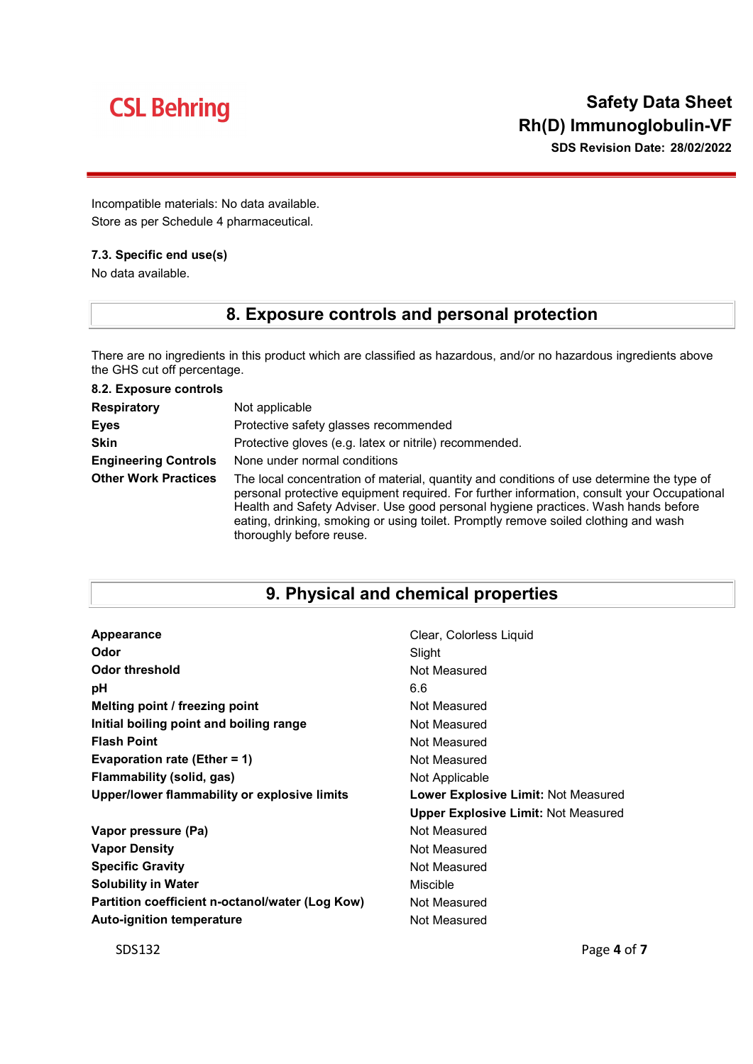Incompatible materials: No data available.
Store as per Schedule 4 pharmaceutical.

### 7.3. Specific end use(s)

No data available.

## 8. Exposure controls and personal protection

There are no ingredients in this product which are classified as hazardous, and/or no hazardous ingredients above the GHS cut off percentage.

### 8.2. Exposure controls

| | |
|---|---|
| **Respiratory** | Not applicable |
| **Eyes** | Protective safety glasses recommended |
| **Skin** | Protective gloves (e.g. latex or nitrile) recommended. |
| **Engineering Controls** | None under normal conditions |
| **Other Work Practices** | The local concentration of material, quantity and conditions of use determine the type of personal protective equipment required. For further information, consult your Occupational Health and Safety Adviser. Use good personal hygiene practices. Wash hands before eating, drinking, smoking or using toilet. Promptly remove soiled clothing and wash thoroughly before reuse. |

## 9. Physical and chemical properties

| | |
|---|---|
| **Appearance** | Clear, Colorless Liquid |
| **Odor** | Slight |
| **Odor threshold** | Not Measured |
| **pH** | 6.6 |
| **Melting point / freezing point** | Not Measured |
| **Initial boiling point and boiling range** | Not Measured |
| **Flash Point** | Not Measured |
| **Evaporation rate (Ether = 1)** | Not Measured |
| **Flammability (solid, gas)** | Not Applicable |
| **Upper/lower flammability or explosive limits** | **Lower Explosive Limit:** Not Measured<br>**Upper Explosive Limit:** Not Measured |
| **Vapor pressure (Pa)** | Not Measured |
| **Vapor Density** | Not Measured |
| **Specific Gravity** | Not Measured |
| **Solubility in Water** | Miscible |
| **Partition coefficient n-octanol/water (Log Kow)** | Not Measured |
| **Auto-ignition temperature** | Not Measured |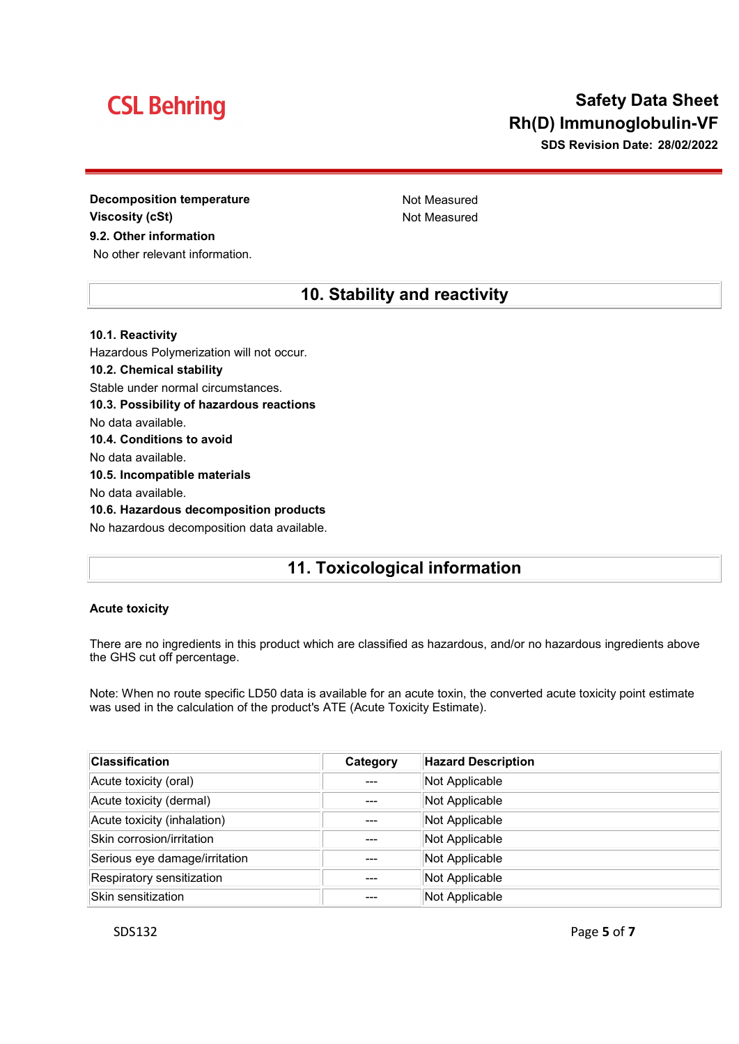| | |
|---|---|
| **Decomposition temperature** | Not Measured |
| **Viscosity (cSt)** | Not Measured |

**9.2. Other information**

No other relevant information.

## 10. Stability and reactivity

**10.1. Reactivity**

Hazardous Polymerization will not occur.

**10.2. Chemical stability**

Stable under normal circumstances.

**10.3. Possibility of hazardous reactions**

No data available.

**10.4. Conditions to avoid**

No data available.

**10.5. Incompatible materials**

No data available.

**10.6. Hazardous decomposition products**

No hazardous decomposition data available.

## 11. Toxicological information

**Acute toxicity**

There are no ingredients in this product which are classified as hazardous, and/or no hazardous ingredients above the GHS cut off percentage.

Note: When no route specific LD50 data is available for an acute toxin, the converted acute toxicity point estimate was used in the calculation of the product's ATE (Acute Toxicity Estimate).

| Classification | Category | Hazard Description |
|---|---|---|
| Acute toxicity (oral) | --- | Not Applicable |
| Acute toxicity (dermal) | --- | Not Applicable |
| Acute toxicity (inhalation) | --- | Not Applicable |
| Skin corrosion/irritation | --- | Not Applicable |
| Serious eye damage/irritation | --- | Not Applicable |
| Respiratory sensitization | --- | Not Applicable |
| Skin sensitization | --- | Not Applicable |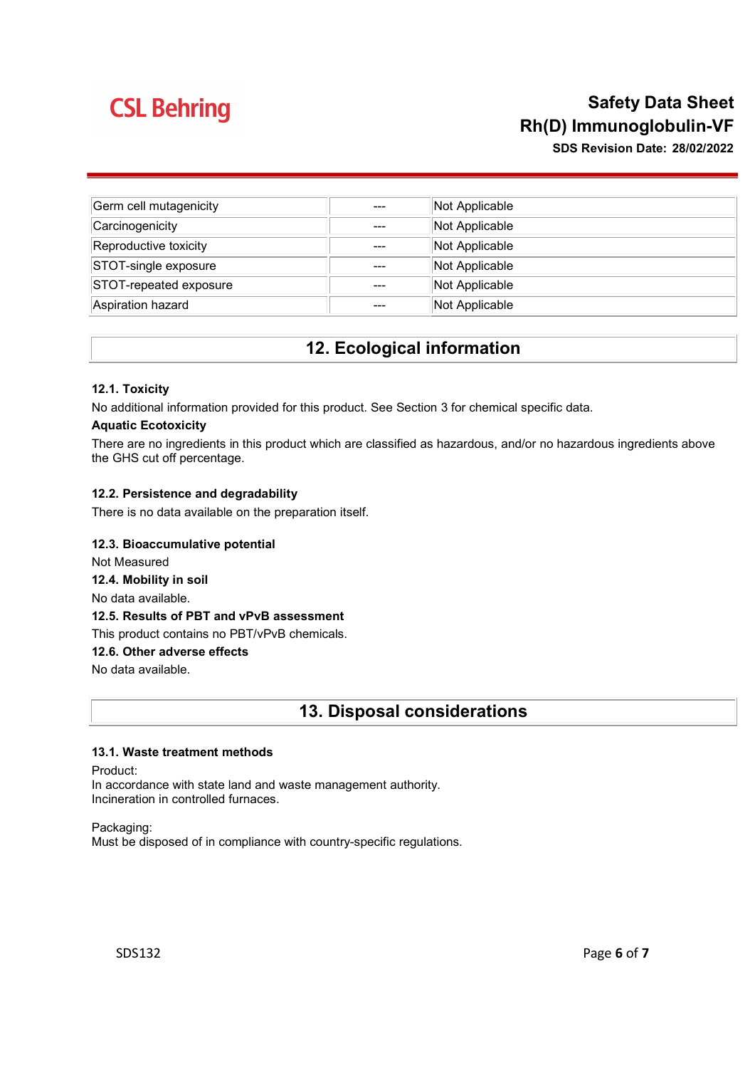| Germ cell mutagenicity | --- | Not Applicable |
|---|---|---|
| Carcinogenicity | --- | Not Applicable |
| Reproductive toxicity | --- | Not Applicable |
| STOT-single exposure | --- | Not Applicable |
| STOT-repeated exposure | --- | Not Applicable |
| Aspiration hazard | --- | Not Applicable |

## 12. Ecological information

### 12.1. Toxicity

No additional information provided for this product. See Section 3 for chemical specific data.

**Aquatic Ecotoxicity**

There are no ingredients in this product which are classified as hazardous, and/or no hazardous ingredients above the GHS cut off percentage.

### 12.2. Persistence and degradability

There is no data available on the preparation itself.

### 12.3. Bioaccumulative potential

Not Measured

### 12.4. Mobility in soil

No data available.

### 12.5. Results of PBT and vPvB assessment

This product contains no PBT/vPvB chemicals.

### 12.6. Other adverse effects

No data available.

## 13. Disposal considerations

### 13.1. Waste treatment methods

Product:
In accordance with state land and waste management authority.
Incineration in controlled furnaces.

Packaging:
Must be disposed of in compliance with country-specific regulations.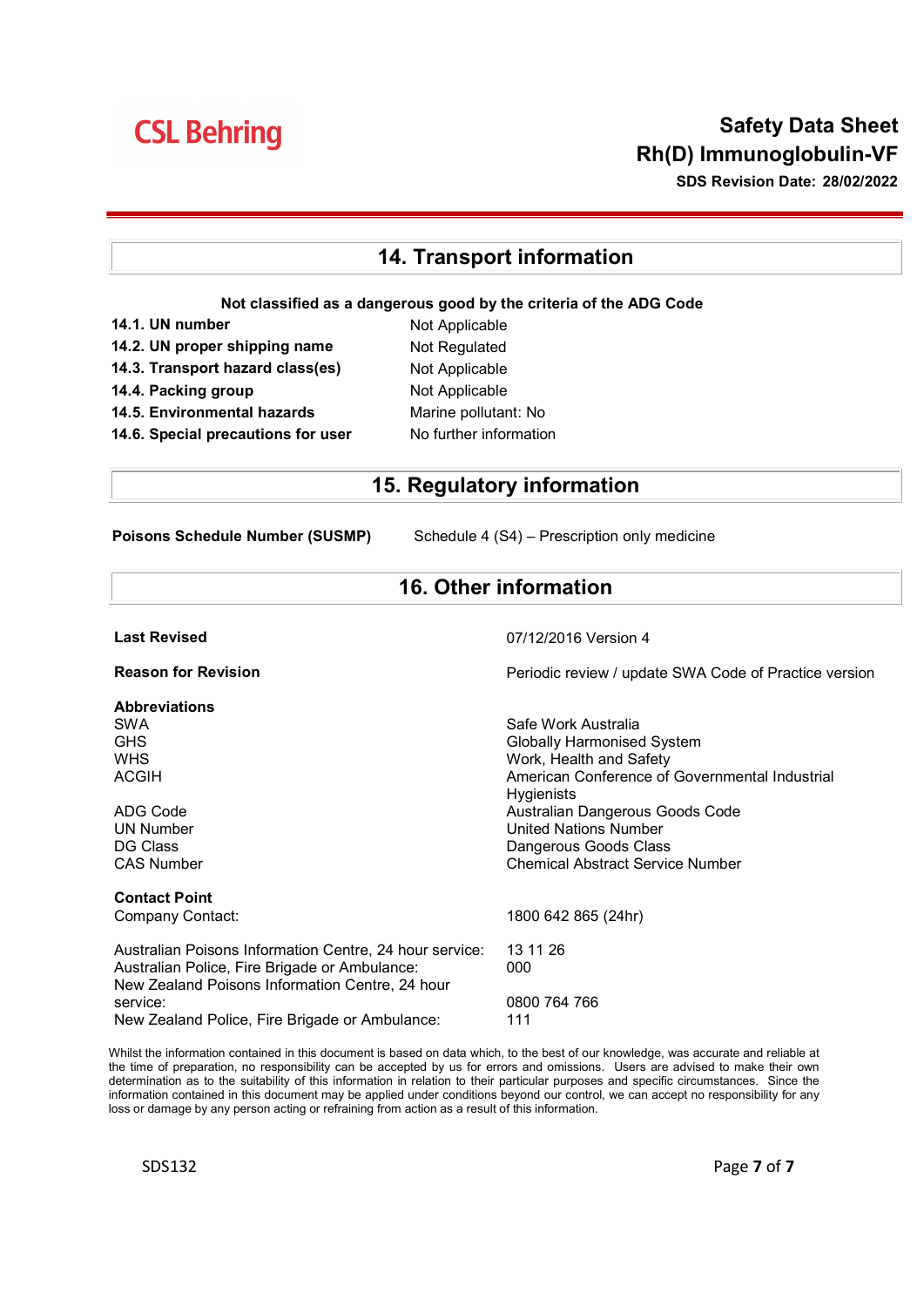## 14. Transport information

**Not classified as a dangerous good by the criteria of the ADG Code**

| | |
|---|---|
| **14.1. UN number** | Not Applicable |
| **14.2. UN proper shipping name** | Not Regulated |
| **14.3. Transport hazard class(es)** | Not Applicable |
| **14.4. Packing group** | Not Applicable |
| **14.5. Environmental hazards** | Marine pollutant: No |
| **14.6. Special precautions for user** | No further information |

## 15. Regulatory information

| | |
|---|---|
| **Poisons Schedule Number (SUSMP)** | Schedule 4 (S4) – Prescription only medicine |

## 16. Other information

| | |
|---|---|
| **Last Revised** | 07/12/2016 Version 4 |
| **Reason for Revision** | Periodic review / update SWA Code of Practice version |

**Abbreviations**

| | |
|---|---|
| SWA | Safe Work Australia |
| GHS | Globally Harmonised System |
| WHS | Work, Health and Safety |
| ACGIH | American Conference of Governmental Industrial Hygienists |
| ADG Code | Australian Dangerous Goods Code |
| UN Number | United Nations Number |
| DG Class | Dangerous Goods Class |
| CAS Number | Chemical Abstract Service Number |

**Contact Point**

| | |
|---|---|
| Company Contact: | 1800 642 865 (24hr) |
| Australian Poisons Information Centre, 24 hour service: | 13 11 26 |
| Australian Police, Fire Brigade or Ambulance: | 000 |
| New Zealand Poisons Information Centre, 24 hour service: | 0800 764 766 |
| New Zealand Police, Fire Brigade or Ambulance: | 111 |

Whilst the information contained in this document is based on data which, to the best of our knowledge, was accurate and reliable at the time of preparation, no responsibility can be accepted by us for errors and omissions. Users are advised to make their own determination as to the suitability of this information in relation to their particular purposes and specific circumstances. Since the information contained in this document may be applied under conditions beyond our control, we can accept no responsibility for any loss or damage by any person acting or refraining from action as a result of this information.

SDS132